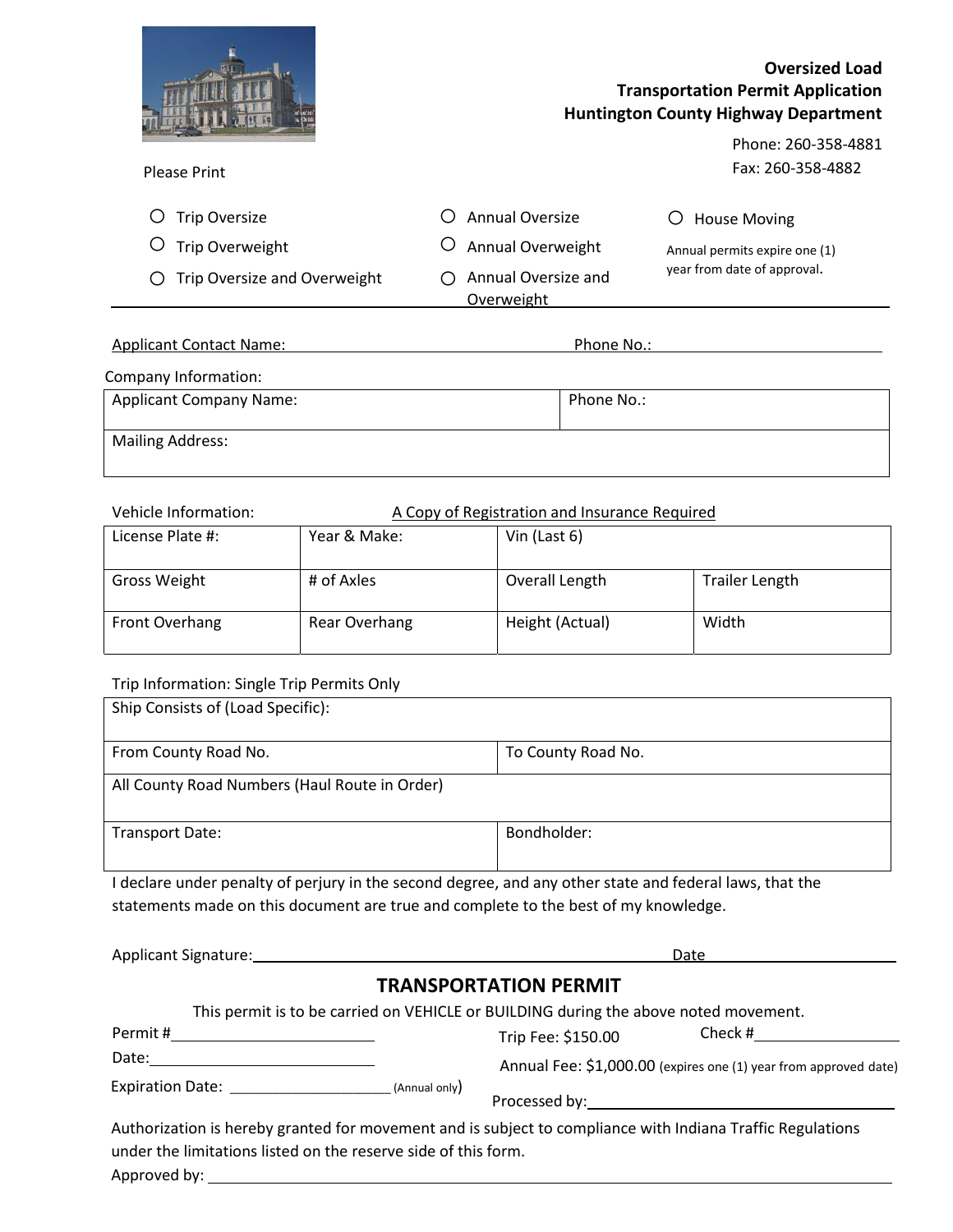# Oversized Load Transportation Permit Application
## Huntington County Highway Department

Phone: 260-358-4881
Fax: 260-358-4882

Please Print

- ○ Trip Oversize
- ○ Trip Overweight
- ○ Trip Oversize and Overweight
- ○ Annual Oversize
- ○ Annual Overweight
- ○ Annual Oversize and Overweight
- ○ House Moving

Annual permits expire one (1) year from date of approval.

---

Applicant Contact Name: ______________________ Phone No.: ______________________

Company Information:

| Applicant Company Name: | Phone No.: |
|---|---|
| Mailing Address: | |

Vehicle Information: A Copy of Registration and Insurance Required

| License Plate #: | Year & Make: | Vin (Last 6) | |
|---|---|---|---|
| Gross Weight | # of Axles | Overall Length | Trailer Length |
| Front Overhang | Rear Overhang | Height (Actual) | Width |

Trip Information: Single Trip Permits Only

| Ship Consists of (Load Specific): | |
|---|---|
| From County Road No. | To County Road No. |
| All County Road Numbers (Haul Route in Order) | |
| Transport Date: | Bondholder: |

I declare under penalty of perjury in the second degree, and any other state and federal laws, that the statements made on this document are true and complete to the best of my knowledge.

Applicant Signature: ______________________ Date ______________________

## TRANSPORTATION PERMIT

This permit is to be carried on VEHICLE or BUILDING during the above noted movement.

Permit # ______________________

Date: ______________________

Expiration Date: ______________________ (Annual only)

Trip Fee: $150.00

Check # ______________________

Annual Fee: $1,000.00 (expires one (1) year from approved date)

Processed by: ______________________

Authorization is hereby granted for movement and is subject to compliance with Indiana Traffic Regulations under the limitations listed on the reserve side of this form.

Approved by: ______________________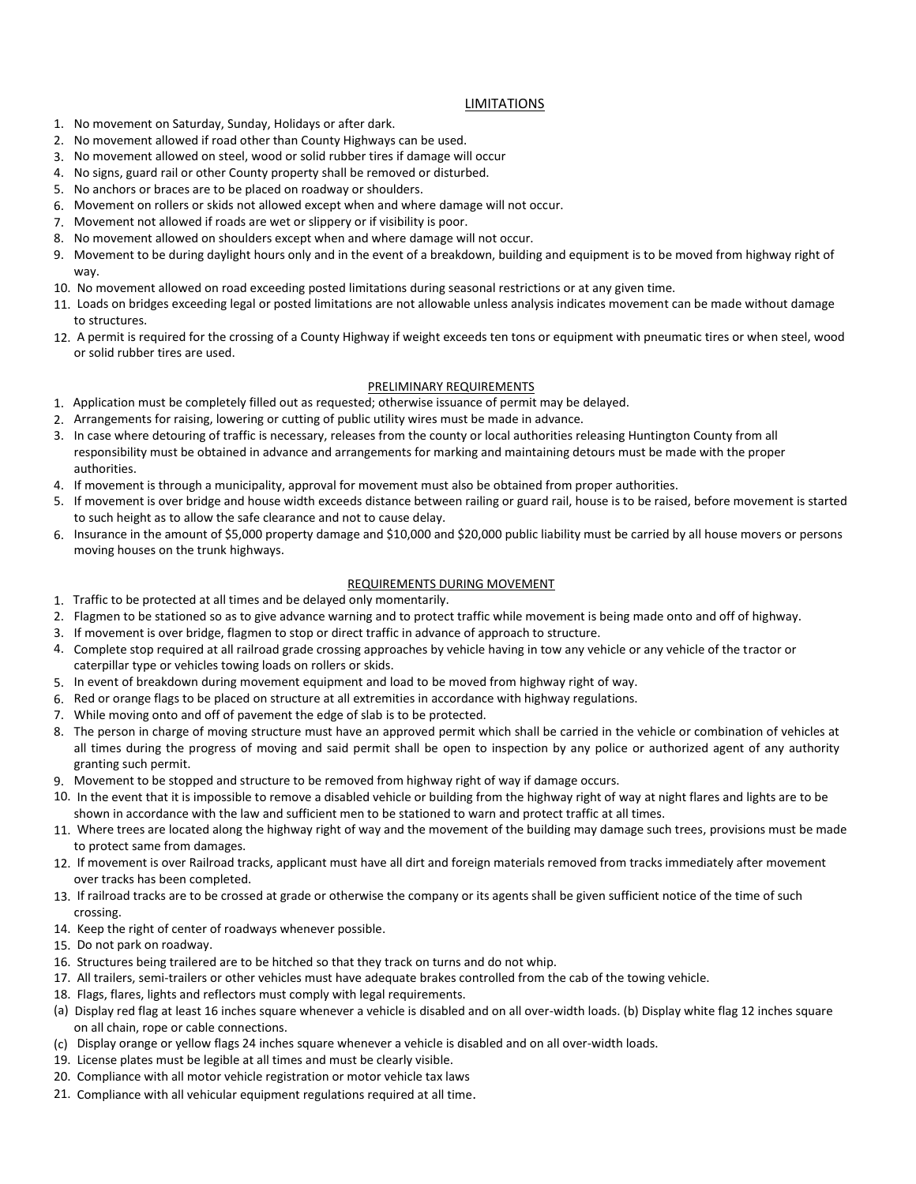## LIMITATIONS

1. No movement on Saturday, Sunday, Holidays or after dark.
2. No movement allowed if road other than County Highways can be used.
3. No movement allowed on steel, wood or solid rubber tires if damage will occur
4. No signs, guard rail or other County property shall be removed or disturbed.
5. No anchors or braces are to be placed on roadway or shoulders.
6. Movement on rollers or skids not allowed except when and where damage will not occur.
7. Movement not allowed if roads are wet or slippery or if visibility is poor.
8. No movement allowed on shoulders except when and where damage will not occur.
9. Movement to be during daylight hours only and in the event of a breakdown, building and equipment is to be moved from highway right of way.
10. No movement allowed on road exceeding posted limitations during seasonal restrictions or at any given time.
11. Loads on bridges exceeding legal or posted limitations are not allowable unless analysis indicates movement can be made without damage to structures.
12. A permit is required for the crossing of a County Highway if weight exceeds ten tons or equipment with pneumatic tires or when steel, wood or solid rubber tires are used.

## PRELIMINARY REQUIREMENTS

1. Application must be completely filled out as requested; otherwise issuance of permit may be delayed.
2. Arrangements for raising, lowering or cutting of public utility wires must be made in advance.
3. In case where detouring of traffic is necessary, releases from the county or local authorities releasing Huntington County from all responsibility must be obtained in advance and arrangements for marking and maintaining detours must be made with the proper authorities.
4. If movement is through a municipality, approval for movement must also be obtained from proper authorities.
5. If movement is over bridge and house width exceeds distance between railing or guard rail, house is to be raised, before movement is started to such height as to allow the safe clearance and not to cause delay.
6. Insurance in the amount of $5,000 property damage and $10,000 and $20,000 public liability must be carried by all house movers or persons moving houses on the trunk highways.

## REQUIREMENTS DURING MOVEMENT

1. Traffic to be protected at all times and be delayed only momentarily.
2. Flagmen to be stationed so as to give advance warning and to protect traffic while movement is being made onto and off of highway.
3. If movement is over bridge, flagmen to stop or direct traffic in advance of approach to structure.
4. Complete stop required at all railroad grade crossing approaches by vehicle having in tow any vehicle or any vehicle of the tractor or caterpillar type or vehicles towing loads on rollers or skids.
5. In event of breakdown during movement equipment and load to be moved from highway right of way.
6. Red or orange flags to be placed on structure at all extremities in accordance with highway regulations.
7. While moving onto and off of pavement the edge of slab is to be protected.
8. The person in charge of moving structure must have an approved permit which shall be carried in the vehicle or combination of vehicles at all times during the progress of moving and said permit shall be open to inspection by any police or authorized agent of any authority granting such permit.
9. Movement to be stopped and structure to be removed from highway right of way if damage occurs.
10. In the event that it is impossible to remove a disabled vehicle or building from the highway right of way at night flares and lights are to be shown in accordance with the law and sufficient men to be stationed to warn and protect traffic at all times.
11. Where trees are located along the highway right of way and the movement of the building may damage such trees, provisions must be made to protect same from damages.
12. If movement is over Railroad tracks, applicant must have all dirt and foreign materials removed from tracks immediately after movement over tracks has been completed.
13. If railroad tracks are to be crossed at grade or otherwise the company or its agents shall be given sufficient notice of the time of such crossing.
14. Keep the right of center of roadways whenever possible.
15. Do not park on roadway.
16. Structures being trailered are to be hitched so that they track on turns and do not whip.
17. All trailers, semi-trailers or other vehicles must have adequate brakes controlled from the cab of the towing vehicle.
18. Flags, flares, lights and reflectors must comply with legal requirements.

(a) Display red flag at least 16 inches square whenever a vehicle is disabled and on all over-width loads. (b) Display white flag 12 inches square on all chain, rope or cable connections.

(c) Display orange or yellow flags 24 inches square whenever a vehicle is disabled and on all over-width loads.

19. License plates must be legible at all times and must be clearly visible.
20. Compliance with all motor vehicle registration or motor vehicle tax laws
21. Compliance with all vehicular equipment regulations required at all time.